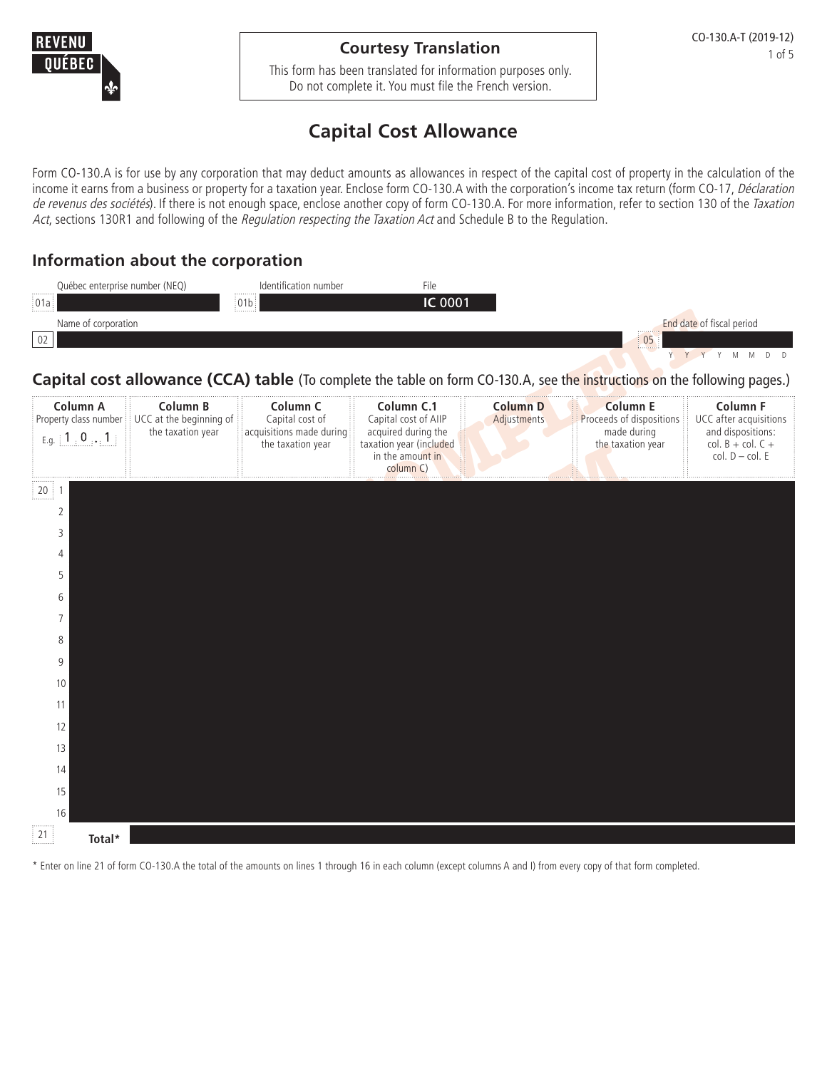REVENU QUÉBEC

**Courtesy Translation**

This form has been translated for information purposes only. Do not complete it. You must file the French version.

CO-130.A-T (2019-12)

# Capital Cost Allowance

Form CO-130.A is for use by any corporation that may deduct amounts as allowances in respect of the capital cost of property in the calculation of the income it earns from a business or property for a taxation year. Enclose form CO-130.A with the corporation's income tax return (form CO-17, *Déclaration de revenus des sociétés*). If there is not enough space, enclose another copy of form CO-130.A. For more information, refer to section 130 of the *Taxation Act*, sections 130R1 and following of the *Regulation respecting the Taxation Act* and Schedule B to the Regulation.

## Information about the corporation

01a Québec enterprise number (NEQ)

01b Identification number

File IC 0001

02 Name of corporation

05 End date of fiscal period (Y Y Y Y M M D D)

## Capital cost allowance (CCA) table (To complete the table on form CO-130.A, see the instructions on the following pages.)

| | Column A Property class number E.g. 1 0 . 1 | Column B UCC at the beginning of the taxation year | Column C Capital cost of acquisitions made during the taxation year | Column C.1 Capital cost of AIIP acquired during the taxation year (included in the amount in column C) | Column D Adjustments | Column E Proceeds of dispositions made during the taxation year | Column F UCC after acquisitions and dispositions: col. B + col. C + col. D – col. E |
|---|---|---|---|---|---|---|---|
| 20 1 | | | | | | | |
| 2 | | | | | | | |
| 3 | | | | | | | |
| 4 | | | | | | | |
| 5 | | | | | | | |
| 6 | | | | | | | |
| 7 | | | | | | | |
| 8 | | | | | | | |
| 9 | | | | | | | |
| 10 | | | | | | | |
| 11 | | | | | | | |
| 12 | | | | | | | |
| 13 | | | | | | | |
| 14 | | | | | | | |
| 15 | | | | | | | |
| 16 | | | | | | | |
| 21 | **Total*** | | | | | | |

* Enter on line 21 of form CO-130.A the total of the amounts on lines 1 through 16 in each column (except columns A and I) from every copy of that form completed.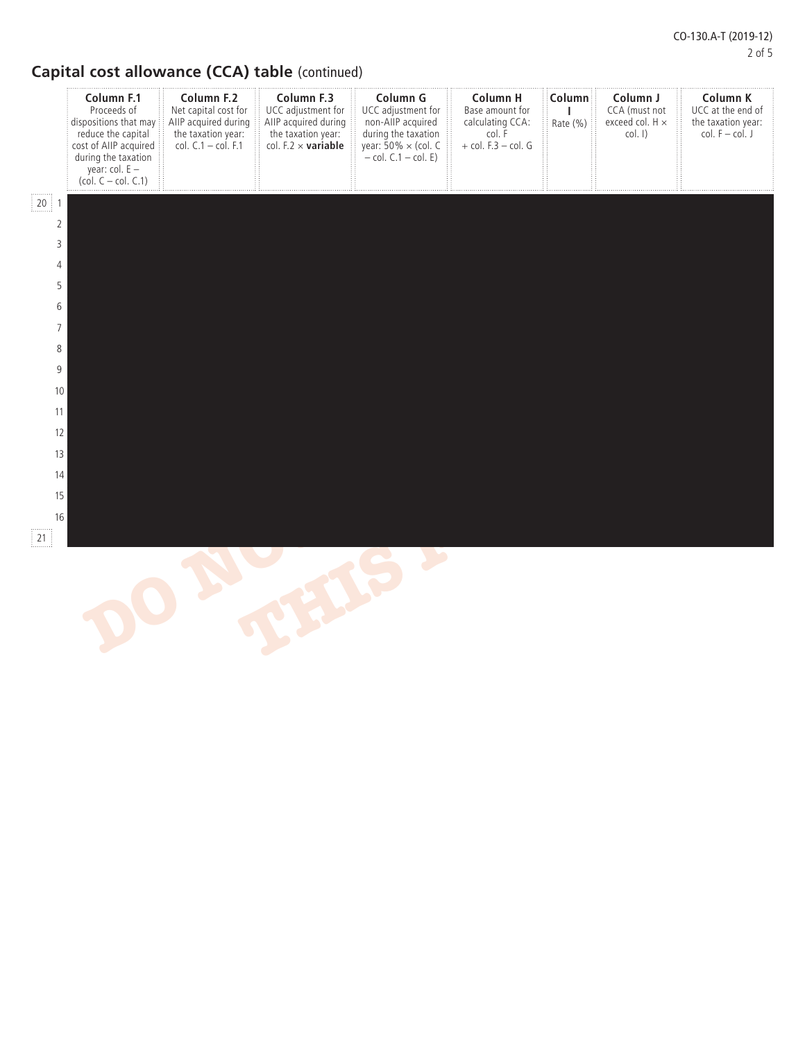## Capital cost allowance (CCA) table (continued)

| | Column F.1 Proceeds of dispositions that may reduce the capital cost of AIIP acquired during the taxation year: col. E – (col. C – col. C.1) | Column F.2 Net capital cost for AIIP acquired during the taxation year: col. C.1 – col. F.1 | Column F.3 UCC adjustment for AIIP acquired during the taxation year: col. F.2 × **variable** | Column G UCC adjustment for non-AIIP acquired during the taxation year: 50% × (col. C – col. C.1 – col. E) | Column H Base amount for calculating CCA: col. F + col. F.3 – col. G | Column I Rate (%) | Column J CCA (must not exceed col. H × col. I) | Column K UCC at the end of the taxation year: col. F – col. J |
|---|---|---|---|---|---|---|---|---|
| 20 1 | | | | | | | | |
| 2 | | | | | | | | |
| 3 | | | | | | | | |
| 4 | | | | | | | | |
| 5 | | | | | | | | |
| 6 | | | | | | | | |
| 7 | | | | | | | | |
| 8 | | | | | | | | |
| 9 | | | | | | | | |
| 10 | | | | | | | | |
| 11 | | | | | | | | |
| 12 | | | | | | | | |
| 13 | | | | | | | | |
| 14 | | | | | | | | |
| 15 | | | | | | | | |
| 16 | | | | | | | | |
| 21 | | | | | | | | |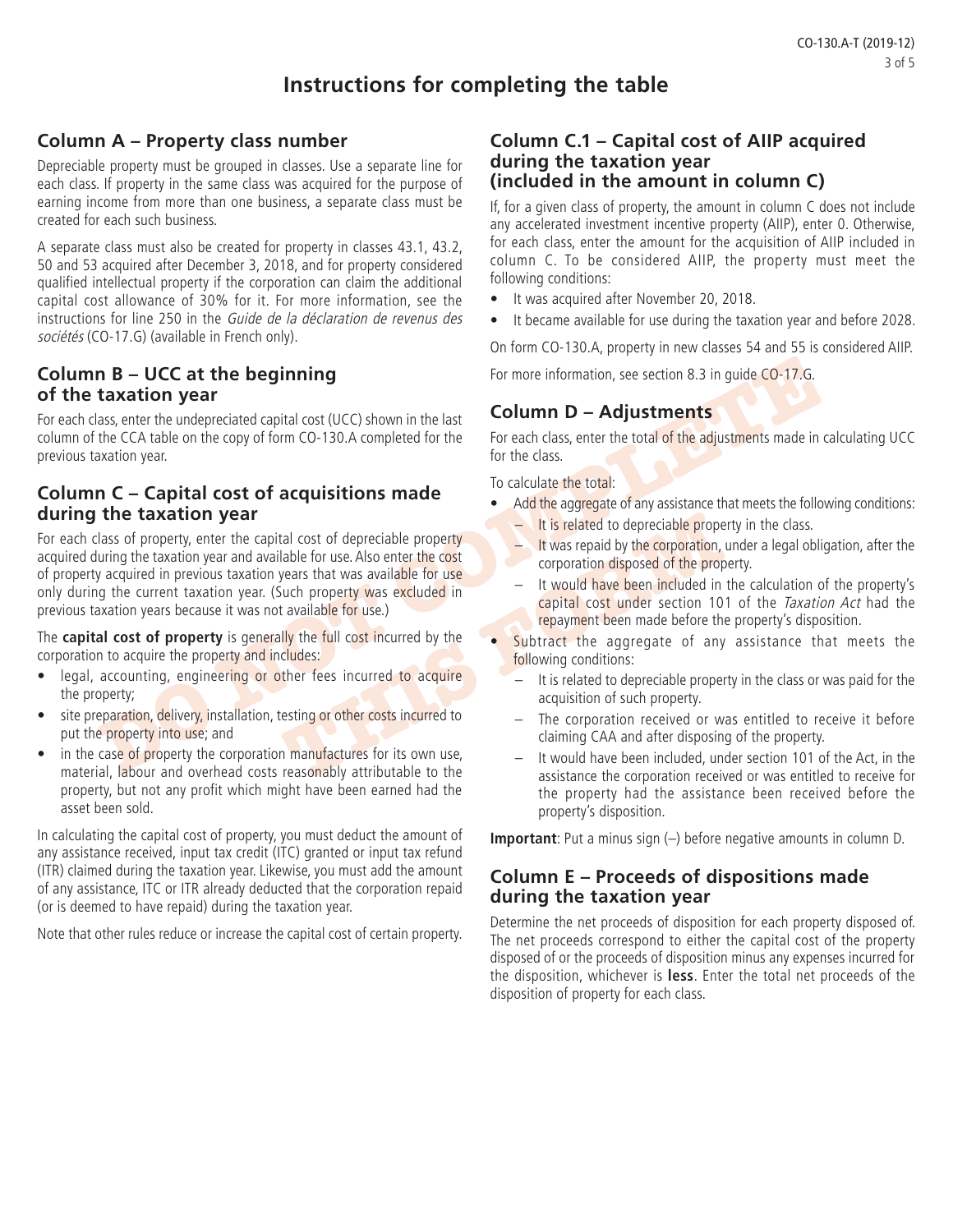# Instructions for completing the table

## Column A – Property class number

Depreciable property must be grouped in classes. Use a separate line for each class. If property in the same class was acquired for the purpose of earning income from more than one business, a separate class must be created for each such business.

A separate class must also be created for property in classes 43.1, 43.2, 50 and 53 acquired after December 3, 2018, and for property considered qualified intellectual property if the corporation can claim the additional capital cost allowance of 30% for it. For more information, see the instructions for line 250 in the *Guide de la déclaration de revenus des sociétés* (CO-17.G) (available in French only).

## Column B – UCC at the beginning of the taxation year

For each class, enter the undepreciated capital cost (UCC) shown in the last column of the CCA table on the copy of form CO-130.A completed for the previous taxation year.

## Column C – Capital cost of acquisitions made during the taxation year

For each class of property, enter the capital cost of depreciable property acquired during the taxation year and available for use. Also enter the cost of property acquired in previous taxation years that was available for use only during the current taxation year. (Such property was excluded in previous taxation years because it was not available for use.)

The **capital cost of property** is generally the full cost incurred by the corporation to acquire the property and includes:

- legal, accounting, engineering or other fees incurred to acquire the property;
- site preparation, delivery, installation, testing or other costs incurred to put the property into use; and
- in the case of property the corporation manufactures for its own use, material, labour and overhead costs reasonably attributable to the property, but not any profit which might have been earned had the asset been sold.

In calculating the capital cost of property, you must deduct the amount of any assistance received, input tax credit (ITC) granted or input tax refund (ITR) claimed during the taxation year. Likewise, you must add the amount of any assistance, ITC or ITR already deducted that the corporation repaid (or is deemed to have repaid) during the taxation year.

Note that other rules reduce or increase the capital cost of certain property.

## Column C.1 – Capital cost of AIIP acquired during the taxation year (included in the amount in column C)

If, for a given class of property, the amount in column C does not include any accelerated investment incentive property (AIIP), enter 0. Otherwise, for each class, enter the amount for the acquisition of AIIP included in column C. To be considered AIIP, the property must meet the following conditions:

- It was acquired after November 20, 2018.
- It became available for use during the taxation year and before 2028.

On form CO-130.A, property in new classes 54 and 55 is considered AIIP.

For more information, see section 8.3 in guide CO-17.G.

## Column D – Adjustments

For each class, enter the total of the adjustments made in calculating UCC for the class.

To calculate the total:

- Add the aggregate of any assistance that meets the following conditions:
  - It is related to depreciable property in the class.
  - It was repaid by the corporation, under a legal obligation, after the corporation disposed of the property.
  - It would have been included in the calculation of the property's capital cost under section 101 of the *Taxation Act* had the repayment been made before the property's disposition.
- Subtract the aggregate of any assistance that meets the following conditions:
  - It is related to depreciable property in the class or was paid for the acquisition of such property.
  - The corporation received or was entitled to receive it before claiming CAA and after disposing of the property.
  - It would have been included, under section 101 of the Act, in the assistance the corporation received or was entitled to receive for the property had the assistance been received before the property's disposition.

**Important**: Put a minus sign (–) before negative amounts in column D.

## Column E – Proceeds of dispositions made during the taxation year

Determine the net proceeds of disposition for each property disposed of. The net proceeds correspond to either the capital cost of the property disposed of or the proceeds of disposition minus any expenses incurred for the disposition, whichever is **less**. Enter the total net proceeds of the disposition of property for each class.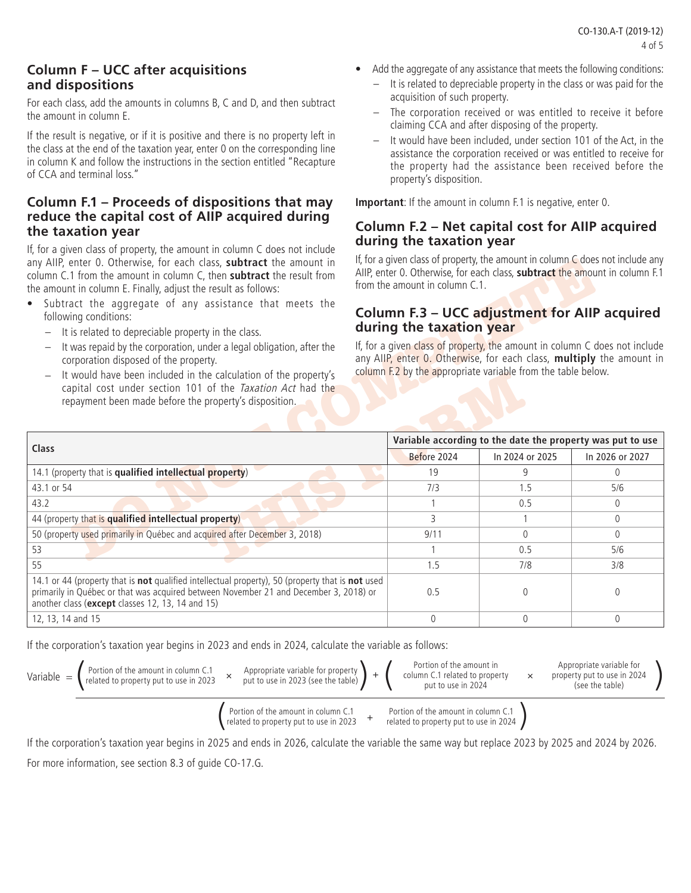## Column F – UCC after acquisitions and dispositions

For each class, add the amounts in columns B, C and D, and then subtract the amount in column E.

If the result is negative, or if it is positive and there is no property left in the class at the end of the taxation year, enter 0 on the corresponding line in column K and follow the instructions in the section entitled "Recapture of CCA and terminal loss."

## Column F.1 – Proceeds of dispositions that may reduce the capital cost of AIIP acquired during the taxation year

If, for a given class of property, the amount in column C does not include any AIIP, enter 0. Otherwise, for each class, **subtract** the amount in column C.1 from the amount in column C, then **subtract** the result from the amount in column E. Finally, adjust the result as follows:

- Subtract the aggregate of any assistance that meets the following conditions:
  - It is related to depreciable property in the class.
  - It was repaid by the corporation, under a legal obligation, after the corporation disposed of the property.
  - It would have been included in the calculation of the property's capital cost under section 101 of the *Taxation Act* had the repayment been made before the property's disposition.
- Add the aggregate of any assistance that meets the following conditions:
  - It is related to depreciable property in the class or was paid for the acquisition of such property.
  - The corporation received or was entitled to receive it before claiming CCA and after disposing of the property.
  - It would have been included, under section 101 of the Act, in the assistance the corporation received or was entitled to receive for the property had the assistance been received before the property's disposition.

**Important**: If the amount in column F.1 is negative, enter 0.

## Column F.2 – Net capital cost for AIIP acquired during the taxation year

If, for a given class of property, the amount in column C does not include any AIIP, enter 0. Otherwise, for each class, **subtract** the amount in column F.1 from the amount in column C.1.

## Column F.3 – UCC adjustment for AIIP acquired during the taxation year

If, for a given class of property, the amount in column C does not include any AIIP, enter 0. Otherwise, for each class, **multiply** the amount in column F.2 by the appropriate variable from the table below.

| Class | Variable according to the date the property was put to use | | |
|---|---|---|---|
| | Before 2024 | In 2024 or 2025 | In 2026 or 2027 |
| 14.1 (property that is **qualified intellectual property**) | 19 | 9 | 0 |
| 43.1 or 54 | 7/3 | 1.5 | 5/6 |
| 43.2 | 1 | 0.5 | 0 |
| 44 (property that is **qualified intellectual property**) | 3 | 1 | 0 |
| 50 (property used primarily in Québec and acquired after December 3, 2018) | 9/11 | 0 | 0 |
| 53 | 1 | 0.5 | 5/6 |
| 55 | 1.5 | 7/8 | 3/8 |
| 14.1 or 44 (property that is **not** qualified intellectual property), 50 (property that is **not** used primarily in Québec or that was acquired between November 21 and December 3, 2018) or another class (**except** classes 12, 13, 14 and 15) | 0.5 | 0 | 0 |
| 12, 13, 14 and 15 | 0 | 0 | 0 |

If the corporation's taxation year begins in 2023 and ends in 2024, calculate the variable as follows:

$$\text{Variable} = \frac{\left(\text{Portion of the amount in column C.1 related to property put to use in 2023} \times \text{Appropriate variable for property put to use in 2023 (see the table)}\right) + \left(\text{Portion of the amount in column C.1 related to property put to use in 2024} \times \text{Appropriate variable for property put to use in 2024 (see the table)}\right)}{\left(\text{Portion of the amount in column C.1 related to property put to use in 2023} + \text{Portion of the amount in column C.1 related to property put to use in 2024}\right)}$$

If the corporation's taxation year begins in 2025 and ends in 2026, calculate the variable the same way but replace 2023 by 2025 and 2024 by 2026.

For more information, see section 8.3 of guide CO-17.G.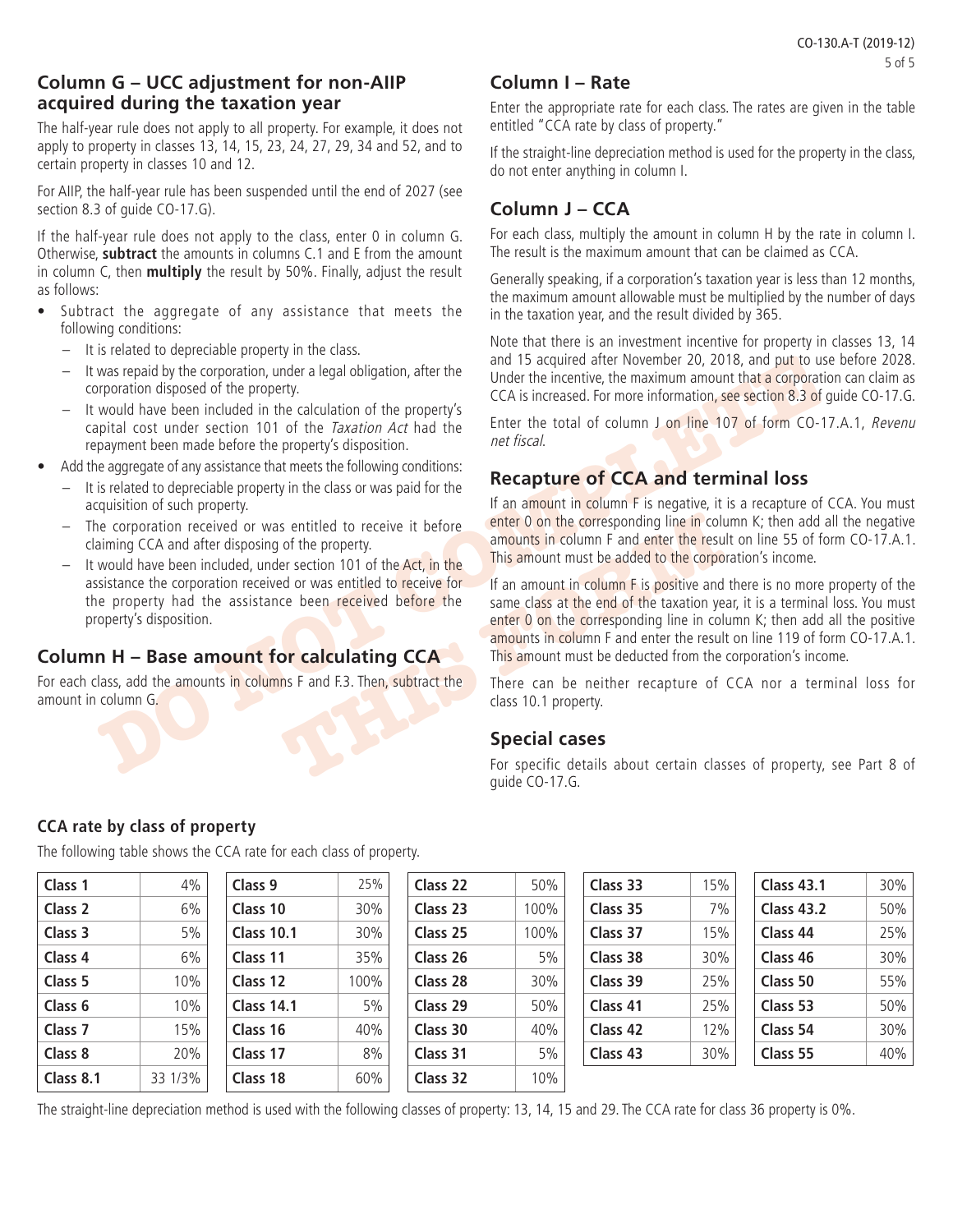## Column G – UCC adjustment for non-AIIP acquired during the taxation year

The half-year rule does not apply to all property. For example, it does not apply to property in classes 13, 14, 15, 23, 24, 27, 29, 34 and 52, and to certain property in classes 10 and 12.

For AIIP, the half-year rule has been suspended until the end of 2027 (see section 8.3 of guide CO-17.G).

If the half-year rule does not apply to the class, enter 0 in column G. Otherwise, **subtract** the amounts in columns C.1 and E from the amount in column C, then **multiply** the result by 50%. Finally, adjust the result as follows:

- Subtract the aggregate of any assistance that meets the following conditions:
  - It is related to depreciable property in the class.
  - It was repaid by the corporation, under a legal obligation, after the corporation disposed of the property.
  - It would have been included in the calculation of the property's capital cost under section 101 of the *Taxation Act* had the repayment been made before the property's disposition.
- Add the aggregate of any assistance that meets the following conditions:
  - It is related to depreciable property in the class or was paid for the acquisition of such property.
  - The corporation received or was entitled to receive it before claiming CCA and after disposing of the property.
  - It would have been included, under section 101 of the Act, in the assistance the corporation received or was entitled to receive for the property had the assistance been received before the property's disposition.

## Column H – Base amount for calculating CCA

For each class, add the amounts in columns F and F.3. Then, subtract the amount in column G.

## Column I – Rate

Enter the appropriate rate for each class. The rates are given in the table entitled "CCA rate by class of property."

If the straight-line depreciation method is used for the property in the class, do not enter anything in column I.

## Column J – CCA

For each class, multiply the amount in column H by the rate in column I. The result is the maximum amount that can be claimed as CCA.

Generally speaking, if a corporation's taxation year is less than 12 months, the maximum amount allowable must be multiplied by the number of days in the taxation year, and the result divided by 365.

Note that there is an investment incentive for property in classes 13, 14 and 15 acquired after November 20, 2018, and put to use before 2028. Under the incentive, the maximum amount that a corporation can claim as CCA is increased. For more information, see section 8.3 of guide CO-17.G.

Enter the total of column J on line 107 of form CO-17.A.1, *Revenu net fiscal*.

## Recapture of CCA and terminal loss

If an amount in column F is negative, it is a recapture of CCA. You must enter 0 on the corresponding line in column K; then add all the negative amounts in column F and enter the result on line 55 of form CO-17.A.1. This amount must be added to the corporation's income.

If an amount in column F is positive and there is no more property of the same class at the end of the taxation year, it is a terminal loss. You must enter 0 on the corresponding line in column K; then add all the positive amounts in column F and enter the result on line 119 of form CO-17.A.1. This amount must be deducted from the corporation's income.

There can be neither recapture of CCA nor a terminal loss for class 10.1 property.

## Special cases

For specific details about certain classes of property, see Part 8 of guide CO-17.G.

### CCA rate by class of property

The following table shows the CCA rate for each class of property.

| | | | | | | | | | |
|---|---|---|---|---|---|---|---|---|---|
| **Class 1** | 4% | **Class 9** | 25% | **Class 22** | 50% | **Class 33** | 15% | **Class 43.1** | 30% |
| **Class 2** | 6% | **Class 10** | 30% | **Class 23** | 100% | **Class 35** | 7% | **Class 43.2** | 50% |
| **Class 3** | 5% | **Class 10.1** | 30% | **Class 25** | 100% | **Class 37** | 15% | **Class 44** | 25% |
| **Class 4** | 6% | **Class 11** | 35% | **Class 26** | 5% | **Class 38** | 30% | **Class 46** | 30% |
| **Class 5** | 10% | **Class 12** | 100% | **Class 28** | 30% | **Class 39** | 25% | **Class 50** | 55% |
| **Class 6** | 10% | **Class 14.1** | 5% | **Class 29** | 50% | **Class 41** | 25% | **Class 53** | 50% |
| **Class 7** | 15% | **Class 16** | 40% | **Class 30** | 40% | **Class 42** | 12% | **Class 54** | 30% |
| **Class 8** | 20% | **Class 17** | 8% | **Class 31** | 5% | **Class 43** | 30% | **Class 55** | 40% |
| **Class 8.1** | 33 1/3% | **Class 18** | 60% | **Class 32** | 10% | | | | |

The straight-line depreciation method is used with the following classes of property: 13, 14, 15 and 29. The CCA rate for class 36 property is 0%.